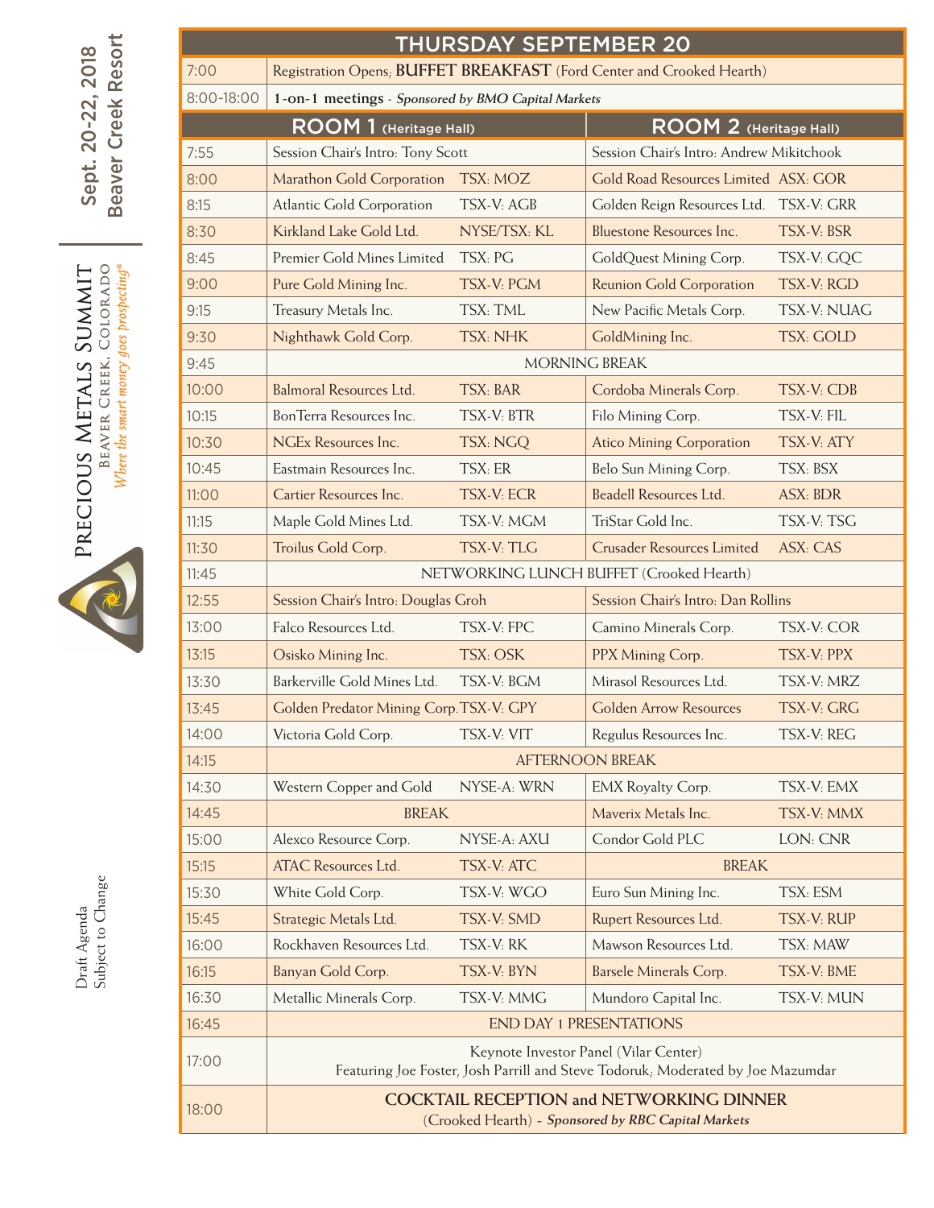Sept. 20-22, 2018
Beaver Creek Resort

# PRECIOUS METALS SUMMIT

BEAVER CREEK, COLORADO

*Where the smart money goes prospecting®*

Draft Agenda
Subject to Change

## THURSDAY SEPTEMBER 20

| Time | | | | |
|---|---|---|---|---|
| 7:00 | Registration Opens; **BUFFET BREAKFAST** (Ford Center and Crooked Hearth) | | | |
| 8:00-18:00 | **1-on-1 meetings** - *Sponsored by BMO Capital Markets* | | | |
| | **ROOM 1** (Heritage Hall) | | **ROOM 2** (Heritage Hall) | |
| 7:55 | Session Chair's Intro: Tony Scott | | Session Chair's Intro: Andrew Mikitchook | |
| 8:00 | Marathon Gold Corporation | TSX: MOZ | Gold Road Resources Limited | ASX: GOR |
| 8:15 | Atlantic Gold Corporation | TSX-V: AGB | Golden Reign Resources Ltd. | TSX-V: GRR |
| 8:30 | Kirkland Lake Gold Ltd. | NYSE/TSX: KL | Bluestone Resources Inc. | TSX-V: BSR |
| 8:45 | Premier Gold Mines Limited | TSX: PG | GoldQuest Mining Corp. | TSX-V: GQC |
| 9:00 | Pure Gold Mining Inc. | TSX-V: PGM | Reunion Gold Corporation | TSX-V: RGD |
| 9:15 | Treasury Metals Inc. | TSX: TML | New Pacific Metals Corp. | TSX-V: NUAG |
| 9:30 | Nighthawk Gold Corp. | TSX: NHK | GoldMining Inc. | TSX: GOLD |
| 9:45 | MORNING BREAK | | | |
| 10:00 | Balmoral Resources Ltd. | TSX: BAR | Cordoba Minerals Corp. | TSX-V: CDB |
| 10:15 | BonTerra Resources Inc. | TSX-V: BTR | Filo Mining Corp. | TSX-V: FIL |
| 10:30 | NGEx Resources Inc. | TSX: NGQ | Atico Mining Corporation | TSX-V: ATY |
| 10:45 | Eastmain Resources Inc. | TSX: ER | Belo Sun Mining Corp. | TSX: BSX |
| 11:00 | Cartier Resources Inc. | TSX-V: ECR | Beadell Resources Ltd. | ASX: BDR |
| 11:15 | Maple Gold Mines Ltd. | TSX-V: MGM | TriStar Gold Inc. | TSX-V: TSG |
| 11:30 | Troilus Gold Corp. | TSX-V: TLG | Crusader Resources Limited | ASX: CAS |
| 11:45 | NETWORKING LUNCH BUFFET (Crooked Hearth) | | | |
| 12:55 | Session Chair's Intro: Douglas Groh | | Session Chair's Intro: Dan Rollins | |
| 13:00 | Falco Resources Ltd. | TSX-V: FPC | Camino Minerals Corp. | TSX-V: COR |
| 13:15 | Osisko Mining Inc. | TSX: OSK | PPX Mining Corp. | TSX-V: PPX |
| 13:30 | Barkerville Gold Mines Ltd. | TSX-V: BGM | Mirasol Resources Ltd. | TSX-V: MRZ |
| 13:45 | Golden Predator Mining Corp. | TSX-V: GPY | Golden Arrow Resources | TSX-V: GRG |
| 14:00 | Victoria Gold Corp. | TSX-V: VIT | Regulus Resources Inc. | TSX-V: REG |
| 14:15 | AFTERNOON BREAK | | | |
| 14:30 | Western Copper and Gold | NYSE-A: WRN | EMX Royalty Corp. | TSX-V: EMX |
| 14:45 | BREAK | | Maverix Metals Inc. | TSX-V: MMX |
| 15:00 | Alexco Resource Corp. | NYSE-A: AXU | Condor Gold PLC | LON: CNR |
| 15:15 | ATAC Resources Ltd. | TSX-V: ATC | BREAK | |
| 15:30 | White Gold Corp. | TSX-V: WGO | Euro Sun Mining Inc. | TSX: ESM |
| 15:45 | Strategic Metals Ltd. | TSX-V: SMD | Rupert Resources Ltd. | TSX-V: RUP |
| 16:00 | Rockhaven Resources Ltd. | TSX-V: RK | Mawson Resources Ltd. | TSX: MAW |
| 16:15 | Banyan Gold Corp. | TSX-V: BYN | Barsele Minerals Corp. | TSX-V: BME |
| 16:30 | Metallic Minerals Corp. | TSX-V: MMG | Mundoro Capital Inc. | TSX-V: MUN |
| 16:45 | END DAY 1 PRESENTATIONS | | | |
| 17:00 | Keynote Investor Panel (Vilar Center) Featuring Joe Foster, Josh Parrill and Steve Todoruk; Moderated by Joe Mazumdar | | | |
| 18:00 | **COCKTAIL RECEPTION and NETWORKING DINNER** (Crooked Hearth) - *Sponsored by RBC Capital Markets* | | | |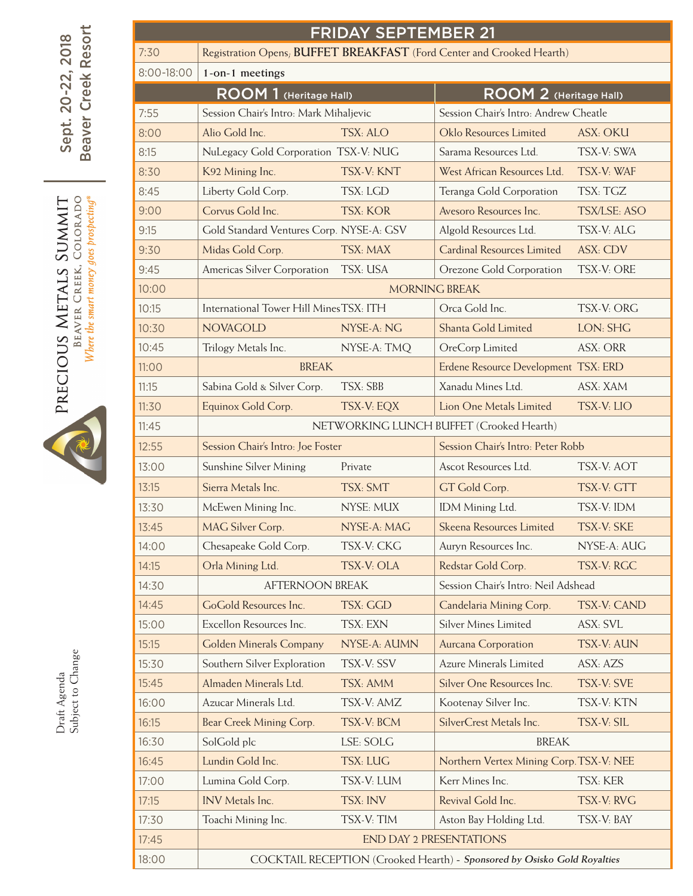Sept. 20-22, 2018
Beaver Creek Resort

PRECIOUS METALS SUMMIT
BEAVER CREEK, COLORADO
*Where the smart money goes prospecting®*

Draft Agenda
Subject to Change

## FRIDAY SEPTEMBER 21

| | |
|---|---|
| 7:30 | Registration Opens; **BUFFET BREAKFAST** (Ford Center and Crooked Hearth) |
| 8:00-18:00 | **1-on-1 meetings** |

| Time | ROOM 1 (Heritage Hall) | | ROOM 2 (Heritage Hall) | |
|---|---|---|---|---|
| 7:55 | Session Chair's Intro: Mark Mihaljevic | | Session Chair's Intro: Andrew Cheatle | |
| 8:00 | Alio Gold Inc. | TSX: ALO | Oklo Resources Limited | ASX: OKU |
| 8:15 | NuLegacy Gold Corporation | TSX-V: NUG | Sarama Resources Ltd. | TSX-V: SWA |
| 8:30 | K92 Mining Inc. | TSX-V: KNT | West African Resources Ltd. | TSX-V: WAF |
| 8:45 | Liberty Gold Corp. | TSX: LGD | Teranga Gold Corporation | TSX: TGZ |
| 9:00 | Corvus Gold Inc. | TSX: KOR | Avesoro Resources Inc. | TSX/LSE: ASO |
| 9:15 | Gold Standard Ventures Corp. | NYSE-A: GSV | Algold Resources Ltd. | TSX-V: ALG |
| 9:30 | Midas Gold Corp. | TSX: MAX | Cardinal Resources Limited | ASX: CDV |
| 9:45 | Americas Silver Corporation | TSX: USA | Orezone Gold Corporation | TSX-V: ORE |
| 10:00 | MORNING BREAK | | | |
| 10:15 | International Tower Hill Mines | TSX: ITH | Orca Gold Inc. | TSX-V: ORG |
| 10:30 | NOVAGOLD | NYSE-A: NG | Shanta Gold Limited | LON: SHG |
| 10:45 | Trilogy Metals Inc. | NYSE-A: TMQ | OreCorp Limited | ASX: ORR |
| 11:00 | BREAK | | Erdene Resource Development | TSX: ERD |
| 11:15 | Sabina Gold & Silver Corp. | TSX: SBB | Xanadu Mines Ltd. | ASX: XAM |
| 11:30 | Equinox Gold Corp. | TSX-V: EQX | Lion One Metals Limited | TSX-V: LIO |
| 11:45 | NETWORKING LUNCH BUFFET (Crooked Hearth) | | | |
| 12:55 | Session Chair's Intro: Joe Foster | | Session Chair's Intro: Peter Robb | |
| 13:00 | Sunshine Silver Mining | Private | Ascot Resources Ltd. | TSX-V: AOT |
| 13:15 | Sierra Metals Inc. | TSX: SMT | GT Gold Corp. | TSX-V: GTT |
| 13:30 | McEwen Mining Inc. | NYSE: MUX | IDM Mining Ltd. | TSX-V: IDM |
| 13:45 | MAG Silver Corp. | NYSE-A: MAG | Skeena Resources Limited | TSX-V: SKE |
| 14:00 | Chesapeake Gold Corp. | TSX-V: CKG | Auryn Resources Inc. | NYSE-A: AUG |
| 14:15 | Orla Mining Ltd. | TSX-V: OLA | Redstar Gold Corp. | TSX-V: RGC |
| 14:30 | AFTERNOON BREAK | | Session Chair's Intro: Neil Adshead | |
| 14:45 | GoGold Resources Inc. | TSX: GGD | Candelaria Mining Corp. | TSX-V: CAND |
| 15:00 | Excellon Resources Inc. | TSX: EXN | Silver Mines Limited | ASX: SVL |
| 15:15 | Golden Minerals Company | NYSE-A: AUMN | Aurcana Corporation | TSX-V: AUN |
| 15:30 | Southern Silver Exploration | TSX-V: SSV | Azure Minerals Limited | ASX: AZS |
| 15:45 | Almaden Minerals Ltd. | TSX: AMM | Silver One Resources Inc. | TSX-V: SVE |
| 16:00 | Azucar Minerals Ltd. | TSX-V: AMZ | Kootenay Silver Inc. | TSX-V: KTN |
| 16:15 | Bear Creek Mining Corp. | TSX-V: BCM | SilverCrest Metals Inc. | TSX-V: SIL |
| 16:30 | SolGold plc | LSE: SOLG | BREAK | |
| 16:45 | Lundin Gold Inc. | TSX: LUG | Northern Vertex Mining Corp. | TSX-V: NEE |
| 17:00 | Lumina Gold Corp. | TSX-V: LUM | Kerr Mines Inc. | TSX: KER |
| 17:15 | INV Metals Inc. | TSX: INV | Revival Gold Inc. | TSX-V: RVG |
| 17:30 | Toachi Mining Inc. | TSX-V: TIM | Aston Bay Holding Ltd. | TSX-V: BAY |
| 17:45 | END DAY 2 PRESENTATIONS | | | |
| 18:00 | COCKTAIL RECEPTION (Crooked Hearth) - ***Sponsored by Osisko Gold Royalties*** | | | |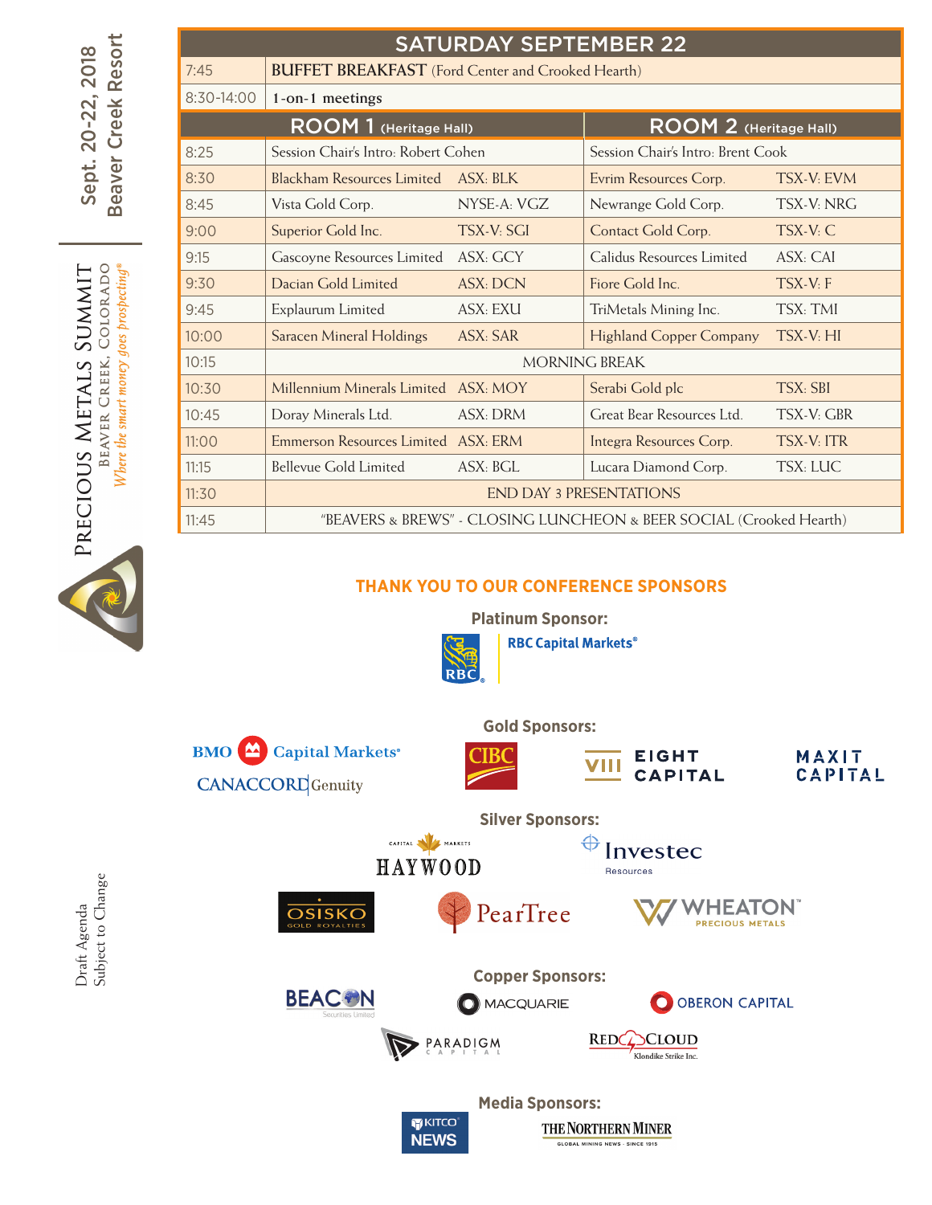Sept. 20-22, 2018
Beaver Creek Resort

PRECIOUS METALS SUMMIT
BEAVER CREEK, COLORADO
*Where the smart money goes prospecting®*

## SATURDAY SEPTEMBER 22

| Time | Event | | | |
|---|---|---|---|---|
| 7:45 | **BUFFET BREAKFAST** (Ford Center and Crooked Hearth) | | | |
| 8:30-14:00 | **1-on-1 meetings** | | | |
| | **ROOM 1** (Heritage Hall) | | **ROOM 2** (Heritage Hall) | |
| 8:25 | Session Chair's Intro: Robert Cohen | | Session Chair's Intro: Brent Cook | |
| 8:30 | Blackham Resources Limited | ASX: BLK | Evrim Resources Corp. | TSX-V: EVM |
| 8:45 | Vista Gold Corp. | NYSE-A: VGZ | Newrange Gold Corp. | TSX-V: NRG |
| 9:00 | Superior Gold Inc. | TSX-V: SGI | Contact Gold Corp. | TSX-V: C |
| 9:15 | Gascoyne Resources Limited | ASX: GCY | Calidus Resources Limited | ASX: CAI |
| 9:30 | Dacian Gold Limited | ASX: DCN | Fiore Gold Inc. | TSX-V: F |
| 9:45 | Explaurum Limited | ASX: EXU | TriMetals Mining Inc. | TSX: TMI |
| 10:00 | Saracen Mineral Holdings | ASX: SAR | Highland Copper Company | TSX-V: HI |
| 10:15 | MORNING BREAK | | | |
| 10:30 | Millennium Minerals Limited | ASX: MOY | Serabi Gold plc | TSX: SBI |
| 10:45 | Doray Minerals Ltd. | ASX: DRM | Great Bear Resources Ltd. | TSX-V: GBR |
| 11:00 | Emmerson Resources Limited | ASX: ERM | Integra Resources Corp. | TSX-V: ITR |
| 11:15 | Bellevue Gold Limited | ASX: BGL | Lucara Diamond Corp. | TSX: LUC |
| 11:30 | END DAY 3 PRESENTATIONS | | | |
| 11:45 | "BEAVERS & BREWS" - CLOSING LUNCHEON & BEER SOCIAL (Crooked Hearth) | | | |

## THANK YOU TO OUR CONFERENCE SPONSORS

**Platinum Sponsor:**

RBC Capital Markets®

**Gold Sponsors:**

BMO Capital Markets
Canaccord Genuity
CIBC
Eight Capital
Maxit Capital

**Silver Sponsors:**

Haywood Capital Markets
Investec Resources
Osisko Gold Royalties
PearTree
Wheaton Precious Metals

**Copper Sponsors:**

Beacon Securities Limited
Macquarie
Oberon Capital
Paradigm Capital
Red Cloud Klondike Strike Inc.

**Media Sponsors:**

Kitco News
The Northern Miner

Draft Agenda
Subject to Change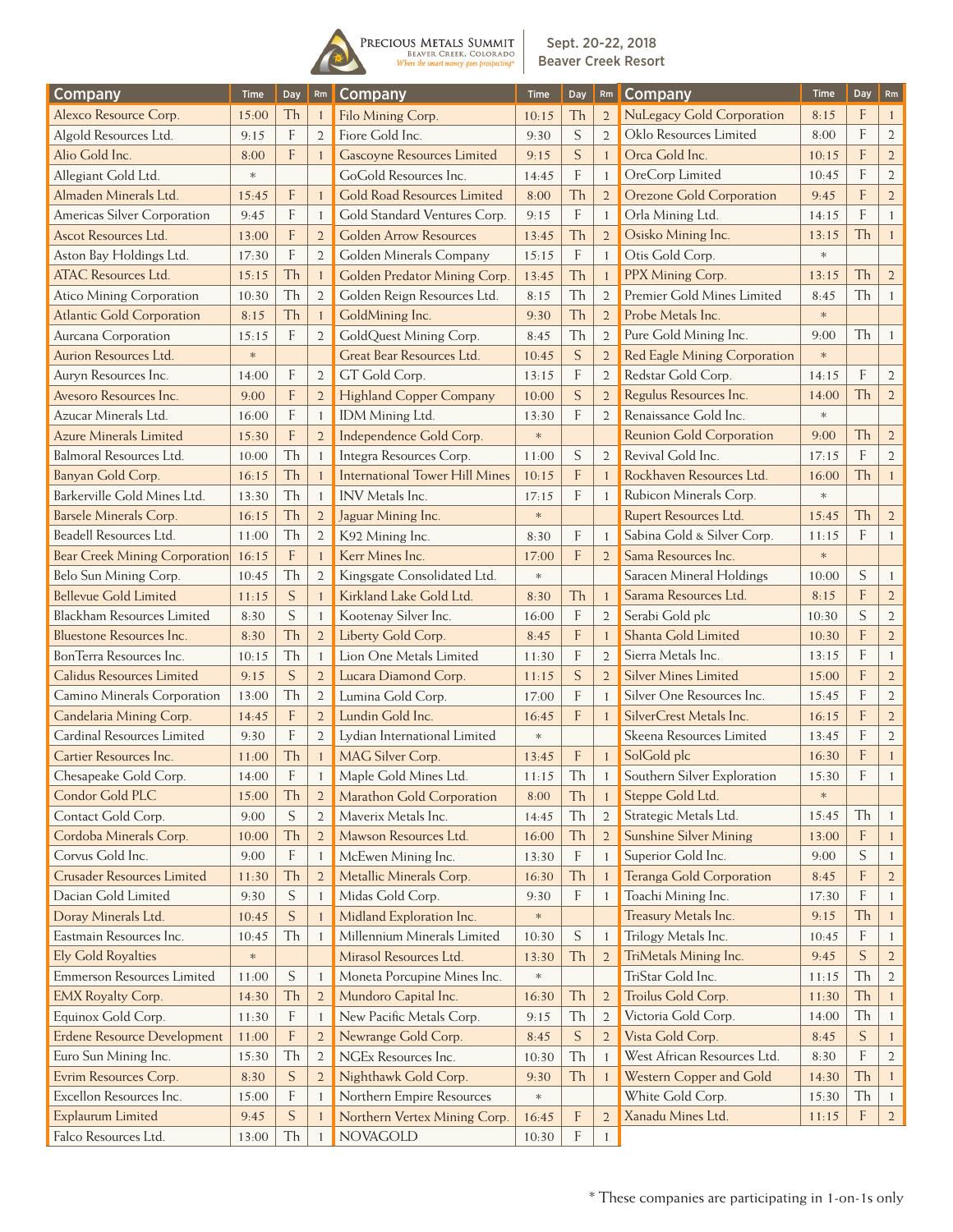**PRECIOUS METALS SUMMIT** BEAVER CREEK, COLORADO *Where the smart money goes prospecting®*

**Sept. 20-22, 2018**
**Beaver Creek Resort**

| Company | Time | Day | Rm |
|---|---|---|---|
| Alexco Resource Corp. | 15:00 | Th | 1 |
| Algold Resources Ltd. | 9:15 | F | 2 |
| Alio Gold Inc. | 8:00 | F | 1 |
| Allegiant Gold Ltd. | * | | |
| Almaden Minerals Ltd. | 15:45 | F | 1 |
| Americas Silver Corporation | 9:45 | F | 1 |
| Ascot Resources Ltd. | 13:00 | F | 2 |
| Aston Bay Holdings Ltd. | 17:30 | F | 2 |
| ATAC Resources Ltd. | 15:15 | Th | 1 |
| Atico Mining Corporation | 10:30 | Th | 2 |
| Atlantic Gold Corporation | 8:15 | Th | 1 |
| Aurcana Corporation | 15:15 | F | 2 |
| Aurion Resources Ltd. | * | | |
| Auryn Resources Inc. | 14:00 | F | 2 |
| Avesoro Resources Inc. | 9:00 | F | 2 |
| Azucar Minerals Ltd. | 16:00 | F | 1 |
| Azure Minerals Limited | 15:30 | F | 2 |
| Balmoral Resources Ltd. | 10:00 | Th | 1 |
| Banyan Gold Corp. | 16:15 | Th | 1 |
| Barkerville Gold Mines Ltd. | 13:30 | Th | 1 |
| Barsele Minerals Corp. | 16:15 | Th | 2 |
| Beadell Resources Ltd. | 11:00 | Th | 2 |
| Bear Creek Mining Corporation | 16:15 | F | 1 |
| Belo Sun Mining Corp. | 10:45 | Th | 2 |
| Bellevue Gold Limited | 11:15 | S | 1 |
| Blackham Resources Limited | 8:30 | S | 1 |
| Bluestone Resources Inc. | 8:30 | Th | 2 |
| BonTerra Resources Inc. | 10:15 | Th | 1 |
| Calidus Resources Limited | 9:15 | S | 2 |
| Camino Minerals Corporation | 13:00 | Th | 2 |
| Candelaria Mining Corp. | 14:45 | F | 2 |
| Cardinal Resources Limited | 9:30 | F | 2 |
| Cartier Resources Inc. | 11:00 | Th | 1 |
| Chesapeake Gold Corp. | 14:00 | F | 1 |
| Condor Gold PLC | 15:00 | Th | 2 |
| Contact Gold Corp. | 9:00 | S | 2 |
| Cordoba Minerals Corp. | 10:00 | Th | 2 |
| Corvus Gold Inc. | 9:00 | F | 1 |
| Crusader Resources Limited | 11:30 | Th | 2 |
| Dacian Gold Limited | 9:30 | S | 1 |
| Doray Minerals Ltd. | 10:45 | S | 1 |
| Eastmain Resources Inc. | 10:45 | Th | 1 |
| Ely Gold Royalties | * | | |
| Emmerson Resources Limited | 11:00 | S | 1 |
| EMX Royalty Corp. | 14:30 | Th | 2 |
| Equinox Gold Corp. | 11:30 | F | 1 |
| Erdene Resource Development | 11:00 | F | 2 |
| Euro Sun Mining Inc. | 15:30 | Th | 2 |
| Evrim Resources Corp. | 8:30 | S | 2 |
| Excellon Resources Inc. | 15:00 | F | 1 |
| Explaurum Limited | 9:45 | S | 1 |
| Falco Resources Ltd. | 13:00 | Th | 1 |
| Filo Mining Corp. | 10:15 | Th | 2 |
| Fiore Gold Inc. | 9:30 | S | 2 |
| Gascoyne Resources Limited | 9:15 | S | 1 |
| GoGold Resources Inc. | 14:45 | F | 1 |
| Gold Road Resources Limited | 8:00 | Th | 2 |
| Gold Standard Ventures Corp. | 9:15 | F | 1 |
| Golden Arrow Resources | 13:45 | Th | 2 |
| Golden Minerals Company | 15:15 | F | 1 |
| Golden Predator Mining Corp. | 13:45 | Th | 1 |
| Golden Reign Resources Ltd. | 8:15 | Th | 2 |
| GoldMining Inc. | 9:30 | Th | 2 |
| GoldQuest Mining Corp. | 8:45 | Th | 2 |
| Great Bear Resources Ltd. | 10:45 | S | 2 |
| GT Gold Corp. | 13:15 | F | 2 |
| Highland Copper Company | 10:00 | S | 2 |
| IDM Mining Ltd. | 13:30 | F | 2 |
| Independence Gold Corp. | * | | |
| Integra Resources Corp. | 11:00 | S | 2 |
| International Tower Hill Mines | 10:15 | F | 1 |
| INV Metals Inc. | 17:15 | F | 1 |
| Jaguar Mining Inc. | * | | |
| K92 Mining Inc. | 8:30 | F | 1 |
| Kerr Mines Inc. | 17:00 | F | 2 |
| Kingsgate Consolidated Ltd. | * | | |
| Kirkland Lake Gold Ltd. | 8:30 | Th | 1 |
| Kootenay Silver Inc. | 16:00 | F | 2 |
| Liberty Gold Corp. | 8:45 | F | 1 |
| Lion One Metals Limited | 11:30 | F | 2 |
| Lucara Diamond Corp. | 11:15 | S | 2 |
| Lumina Gold Corp. | 17:00 | F | 1 |
| Lundin Gold Inc. | 16:45 | F | 1 |
| Lydian International Limited | * | | |
| MAG Silver Corp. | 13:45 | F | 1 |
| Maple Gold Mines Ltd. | 11:15 | Th | 1 |
| Marathon Gold Corporation | 8:00 | Th | 1 |
| Maverix Metals Inc. | 14:45 | Th | 2 |
| Mawson Resources Ltd. | 16:00 | Th | 2 |
| McEwen Mining Inc. | 13:30 | F | 1 |
| Metallic Minerals Corp. | 16:30 | Th | 1 |
| Midas Gold Corp. | 9:30 | F | 1 |
| Midland Exploration Inc. | * | | |
| Millennium Minerals Limited | 10:30 | S | 1 |
| Mirasol Resources Ltd. | 13:30 | Th | 2 |
| Moneta Porcupine Mines Inc. | * | | |
| Mundoro Capital Inc. | 16:30 | Th | 2 |
| New Pacific Metals Corp. | 9:15 | Th | 2 |
| Newrange Gold Corp. | 8:45 | S | 2 |
| NGEx Resources Inc. | 10:30 | Th | 1 |
| Nighthawk Gold Corp. | 9:30 | Th | 1 |
| Northern Empire Resources | * | | |
| Northern Vertex Mining Corp. | 16:45 | F | 2 |
| NOVAGOLD | 10:30 | F | 1 |
| NuLegacy Gold Corporation | 8:15 | F | 1 |
| Oklo Resources Limited | 8:00 | F | 2 |
| Orca Gold Inc. | 10:15 | F | 2 |
| OreCorp Limited | 10:45 | F | 2 |
| Orezone Gold Corporation | 9:45 | F | 2 |
| Orla Mining Ltd. | 14:15 | F | 1 |
| Osisko Mining Inc. | 13:15 | Th | 1 |
| Otis Gold Corp. | * | | |
| PPX Mining Corp. | 13:15 | Th | 2 |
| Premier Gold Mines Limited | 8:45 | Th | 1 |
| Probe Metals Inc. | * | | |
| Pure Gold Mining Inc. | 9:00 | Th | 1 |
| Red Eagle Mining Corporation | * | | |
| Redstar Gold Corp. | 14:15 | F | 2 |
| Regulus Resources Inc. | 14:00 | Th | 2 |
| Renaissance Gold Inc. | * | | |
| Reunion Gold Corporation | 9:00 | Th | 2 |
| Revival Gold Inc. | 17:15 | F | 2 |
| Rockhaven Resources Ltd. | 16:00 | Th | 1 |
| Rubicon Minerals Corp. | * | | |
| Rupert Resources Ltd. | 15:45 | Th | 2 |
| Sabina Gold & Silver Corp. | 11:15 | F | 1 |
| Sama Resources Inc. | * | | |
| Saracen Mineral Holdings | 10:00 | S | 1 |
| Sarama Resources Ltd. | 8:15 | F | 2 |
| Serabi Gold plc | 10:30 | S | 2 |
| Shanta Gold Limited | 10:30 | F | 2 |
| Sierra Metals Inc. | 13:15 | F | 1 |
| Silver Mines Limited | 15:00 | F | 2 |
| Silver One Resources Inc. | 15:45 | F | 2 |
| SilverCrest Metals Inc. | 16:15 | F | 2 |
| Skeena Resources Limited | 13:45 | F | 2 |
| SolGold plc | 16:30 | F | 1 |
| Southern Silver Exploration | 15:30 | F | 1 |
| Steppe Gold Ltd. | * | | |
| Strategic Metals Ltd. | 15:45 | Th | 1 |
| Sunshine Silver Mining | 13:00 | F | 1 |
| Superior Gold Inc. | 9:00 | S | 1 |
| Teranga Gold Corporation | 8:45 | F | 2 |
| Toachi Mining Inc. | 17:30 | F | 1 |
| Treasury Metals Inc. | 9:15 | Th | 1 |
| Trilogy Metals Inc. | 10:45 | F | 1 |
| TriMetals Mining Inc. | 9:45 | S | 2 |
| TriStar Gold Inc. | 11:15 | Th | 2 |
| Troilus Gold Corp. | 11:30 | Th | 1 |
| Victoria Gold Corp. | 14:00 | Th | 1 |
| Vista Gold Corp. | 8:45 | S | 1 |
| West African Resources Ltd. | 8:30 | F | 2 |
| Western Copper and Gold | 14:30 | Th | 1 |
| White Gold Corp. | 15:30 | Th | 1 |
| Xanadu Mines Ltd. | 11:15 | F | 2 |

\* These companies are participating in 1-on-1s only